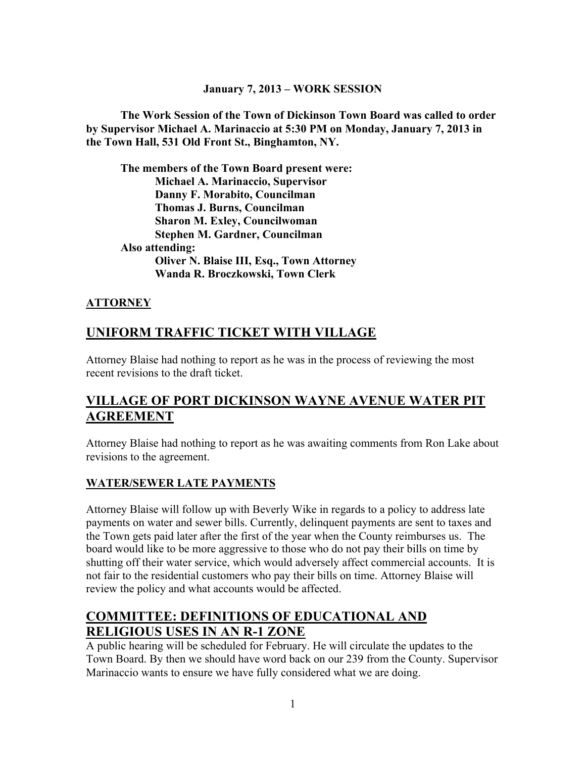**January 7, 2013 – WORK SESSION**

**The Work Session of the Town of Dickinson Town Board was called to order by Supervisor Michael A. Marinaccio at 5:30 PM on Monday, January 7, 2013 in the Town Hall, 531 Old Front St., Binghamton, NY.**

**The members of the Town Board present were:**
**Michael A. Marinaccio, Supervisor**
**Danny F. Morabito, Councilman**
**Thomas J. Burns, Councilman**
**Sharon M. Exley, Councilwoman**
**Stephen M. Gardner, Councilman**
**Also attending:**
**Oliver N. Blaise III, Esq., Town Attorney**
**Wanda R. Broczkowski, Town Clerk**

**ATTORNEY**

## UNIFORM TRAFFIC TICKET WITH VILLAGE

Attorney Blaise had nothing to report as he was in the process of reviewing the most recent revisions to the draft ticket.

## VILLAGE OF PORT DICKINSON WAYNE AVENUE WATER PIT AGREEMENT

Attorney Blaise had nothing to report as he was awaiting comments from Ron Lake about revisions to the agreement.

**WATER/SEWER LATE PAYMENTS**

Attorney Blaise will follow up with Beverly Wike in regards to a policy to address late payments on water and sewer bills. Currently, delinquent payments are sent to taxes and the Town gets paid later after the first of the year when the County reimburses us. The board would like to be more aggressive to those who do not pay their bills on time by shutting off their water service, which would adversely affect commercial accounts. It is not fair to the residential customers who pay their bills on time. Attorney Blaise will review the policy and what accounts would be affected.

## COMMITTEE: DEFINITIONS OF EDUCATIONAL AND RELIGIOUS USES IN AN R-1 ZONE

A public hearing will be scheduled for February. He will circulate the updates to the Town Board. By then we should have word back on our 239 from the County. Supervisor Marinaccio wants to ensure we have fully considered what we are doing.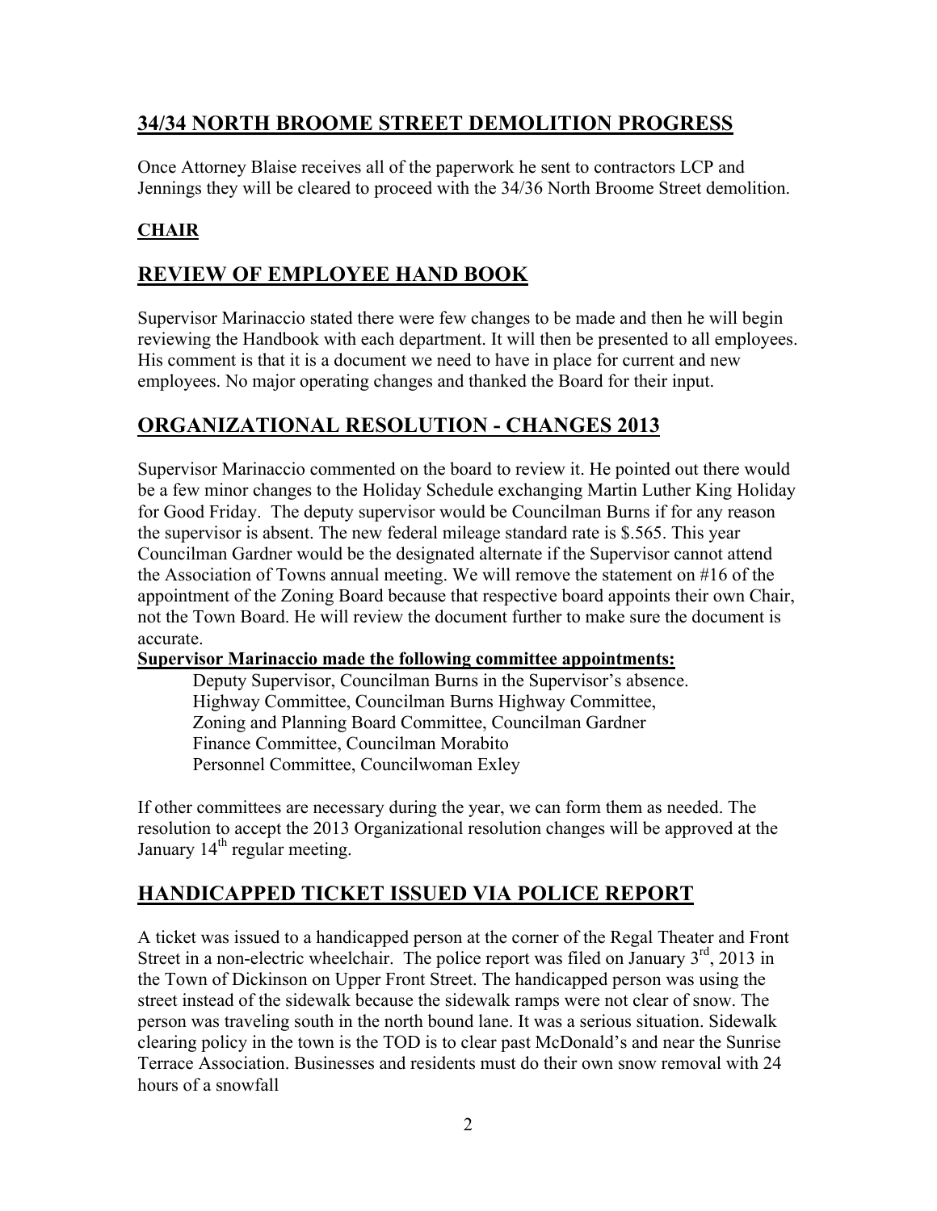## 34/34 NORTH BROOME STREET DEMOLITION PROGRESS

Once Attorney Blaise receives all of the paperwork he sent to contractors LCP and Jennings they will be cleared to proceed with the 34/36 North Broome Street demolition.

### CHAIR

## REVIEW OF EMPLOYEE HAND BOOK

Supervisor Marinaccio stated there were few changes to be made and then he will begin reviewing the Handbook with each department. It will then be presented to all employees. His comment is that it is a document we need to have in place for current and new employees. No major operating changes and thanked the Board for their input.

## ORGANIZATIONAL RESOLUTION - CHANGES 2013

Supervisor Marinaccio commented on the board to review it. He pointed out there would be a few minor changes to the Holiday Schedule exchanging Martin Luther King Holiday for Good Friday. The deputy supervisor would be Councilman Burns if for any reason the supervisor is absent. The new federal mileage standard rate is $.565. This year Councilman Gardner would be the designated alternate if the Supervisor cannot attend the Association of Towns annual meeting. We will remove the statement on #16 of the appointment of the Zoning Board because that respective board appoints their own Chair, not the Town Board. He will review the document further to make sure the document is accurate.

**Supervisor Marinaccio made the following committee appointments:**

Deputy Supervisor, Councilman Burns in the Supervisor's absence.
Highway Committee, Councilman Burns Highway Committee,
Zoning and Planning Board Committee, Councilman Gardner
Finance Committee, Councilman Morabito
Personnel Committee, Councilwoman Exley

If other committees are necessary during the year, we can form them as needed. The resolution to accept the 2013 Organizational resolution changes will be approved at the January 14th regular meeting.

## HANDICAPPED TICKET ISSUED VIA POLICE REPORT

A ticket was issued to a handicapped person at the corner of the Regal Theater and Front Street in a non-electric wheelchair. The police report was filed on January 3rd, 2013 in the Town of Dickinson on Upper Front Street. The handicapped person was using the street instead of the sidewalk because the sidewalk ramps were not clear of snow. The person was traveling south in the north bound lane. It was a serious situation. Sidewalk clearing policy in the town is the TOD is to clear past McDonald's and near the Sunrise Terrace Association. Businesses and residents must do their own snow removal with 24 hours of a snowfall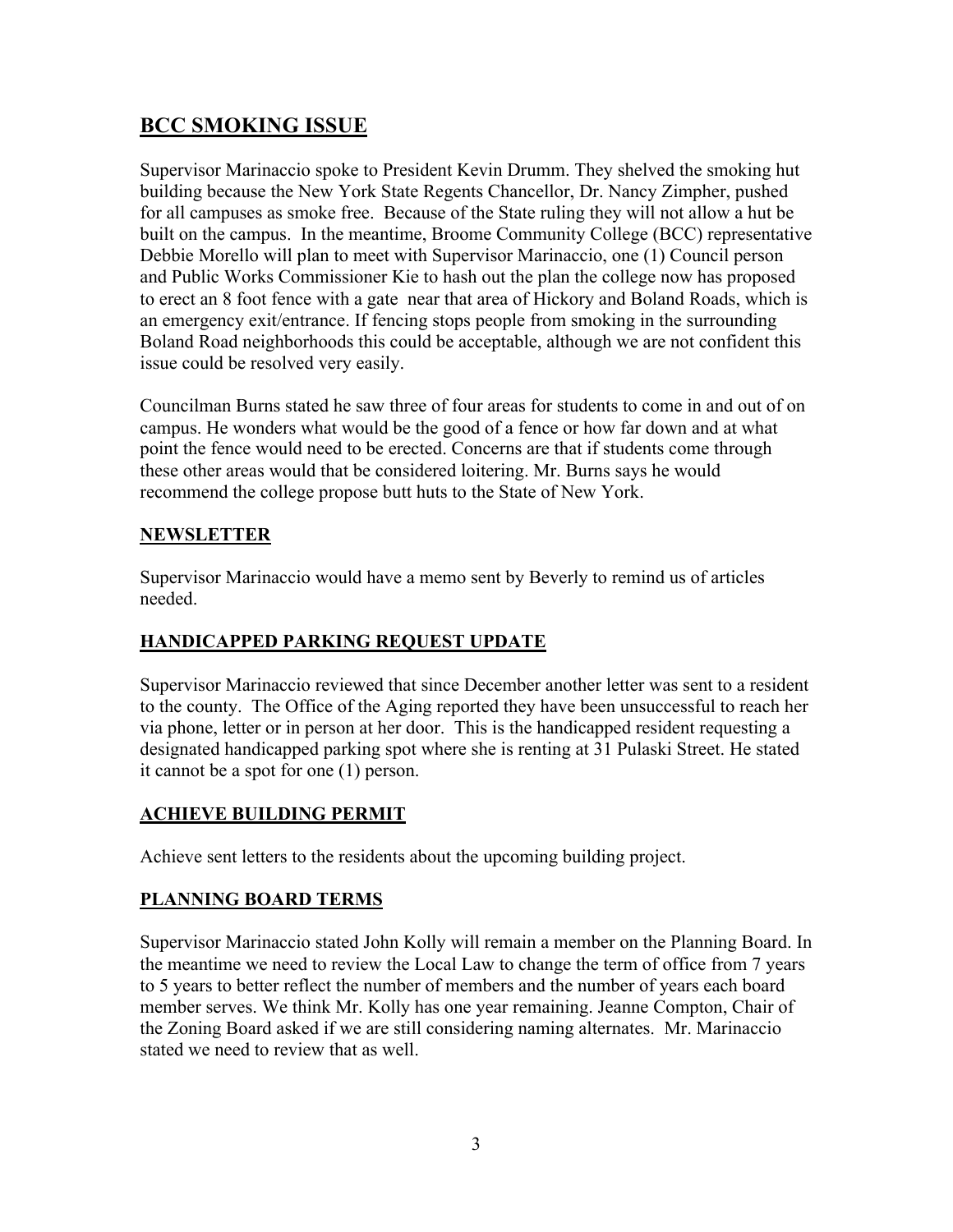## BCC SMOKING ISSUE

Supervisor Marinaccio spoke to President Kevin Drumm. They shelved the smoking hut building because the New York State Regents Chancellor, Dr. Nancy Zimpher, pushed for all campuses as smoke free. Because of the State ruling they will not allow a hut be built on the campus. In the meantime, Broome Community College (BCC) representative Debbie Morello will plan to meet with Supervisor Marinaccio, one (1) Council person and Public Works Commissioner Kie to hash out the plan the college now has proposed to erect an 8 foot fence with a gate near that area of Hickory and Boland Roads, which is an emergency exit/entrance. If fencing stops people from smoking in the surrounding Boland Road neighborhoods this could be acceptable, although we are not confident this issue could be resolved very easily.

Councilman Burns stated he saw three of four areas for students to come in and out of on campus. He wonders what would be the good of a fence or how far down and at what point the fence would need to be erected. Concerns are that if students come through these other areas would that be considered loitering. Mr. Burns says he would recommend the college propose butt huts to the State of New York.

## NEWSLETTER

Supervisor Marinaccio would have a memo sent by Beverly to remind us of articles needed.

## HANDICAPPED PARKING REQUEST UPDATE

Supervisor Marinaccio reviewed that since December another letter was sent to a resident to the county. The Office of the Aging reported they have been unsuccessful to reach her via phone, letter or in person at her door. This is the handicapped resident requesting a designated handicapped parking spot where she is renting at 31 Pulaski Street. He stated it cannot be a spot for one (1) person.

## ACHIEVE BUILDING PERMIT

Achieve sent letters to the residents about the upcoming building project.

## PLANNING BOARD TERMS

Supervisor Marinaccio stated John Kolly will remain a member on the Planning Board. In the meantime we need to review the Local Law to change the term of office from 7 years to 5 years to better reflect the number of members and the number of years each board member serves. We think Mr. Kolly has one year remaining. Jeanne Compton, Chair of the Zoning Board asked if we are still considering naming alternates. Mr. Marinaccio stated we need to review that as well.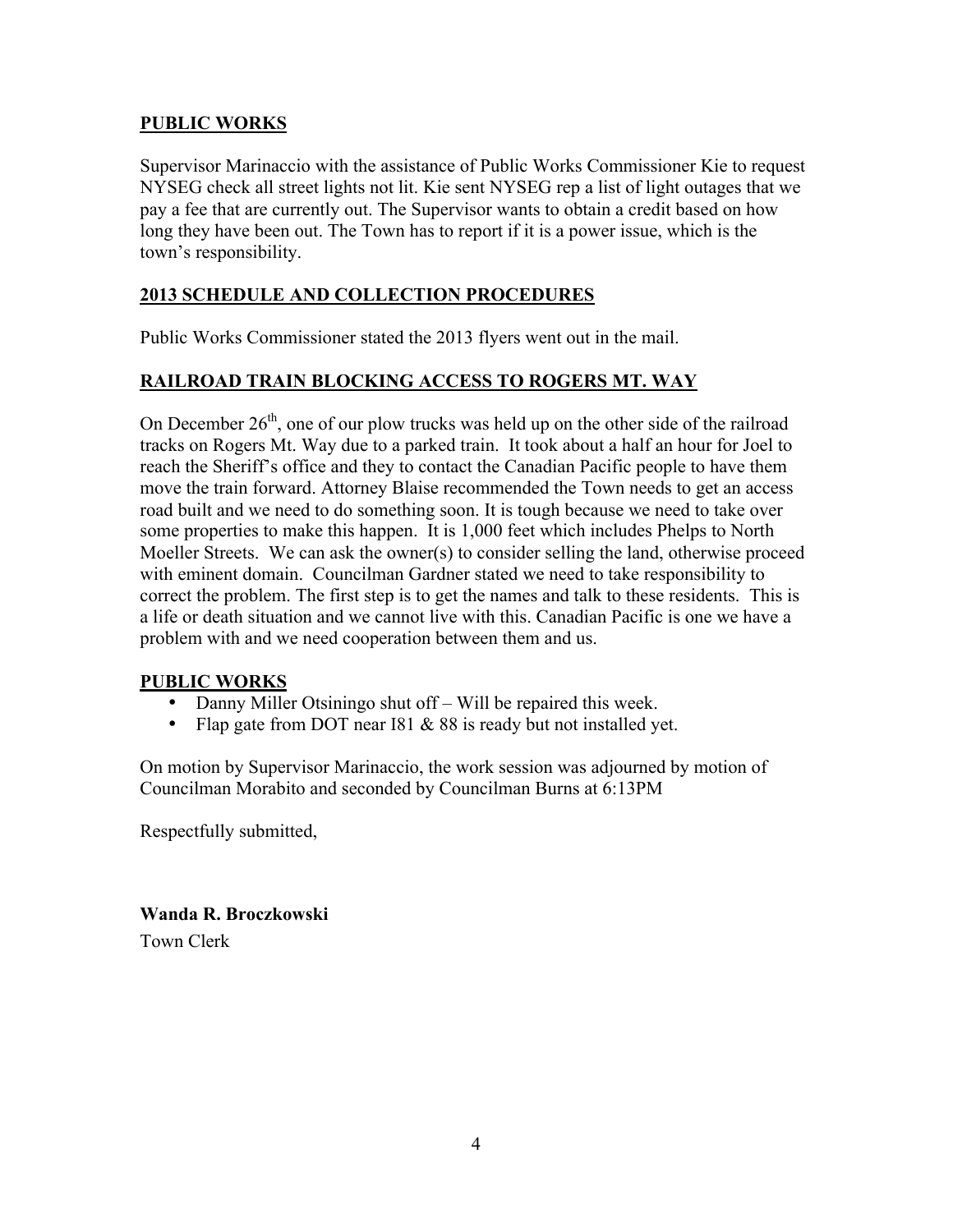## PUBLIC WORKS

Supervisor Marinaccio with the assistance of Public Works Commissioner Kie to request NYSEG check all street lights not lit. Kie sent NYSEG rep a list of light outages that we pay a fee that are currently out. The Supervisor wants to obtain a credit based on how long they have been out. The Town has to report if it is a power issue, which is the town's responsibility.

## 2013 SCHEDULE AND COLLECTION PROCEDURES

Public Works Commissioner stated the 2013 flyers went out in the mail.

## RAILROAD TRAIN BLOCKING ACCESS TO ROGERS MT. WAY

On December 26th, one of our plow trucks was held up on the other side of the railroad tracks on Rogers Mt. Way due to a parked train. It took about a half an hour for Joel to reach the Sheriff's office and they to contact the Canadian Pacific people to have them move the train forward. Attorney Blaise recommended the Town needs to get an access road built and we need to do something soon. It is tough because we need to take over some properties to make this happen. It is 1,000 feet which includes Phelps to North Moeller Streets. We can ask the owner(s) to consider selling the land, otherwise proceed with eminent domain. Councilman Gardner stated we need to take responsibility to correct the problem. The first step is to get the names and talk to these residents. This is a life or death situation and we cannot live with this. Canadian Pacific is one we have a problem with and we need cooperation between them and us.

## PUBLIC WORKS

- Danny Miller Otsiningo shut off – Will be repaired this week.
- Flap gate from DOT near I81 & 88 is ready but not installed yet.

On motion by Supervisor Marinaccio, the work session was adjourned by motion of Councilman Morabito and seconded by Councilman Burns at 6:13PM

Respectfully submitted,

**Wanda R. Broczkowski**
Town Clerk